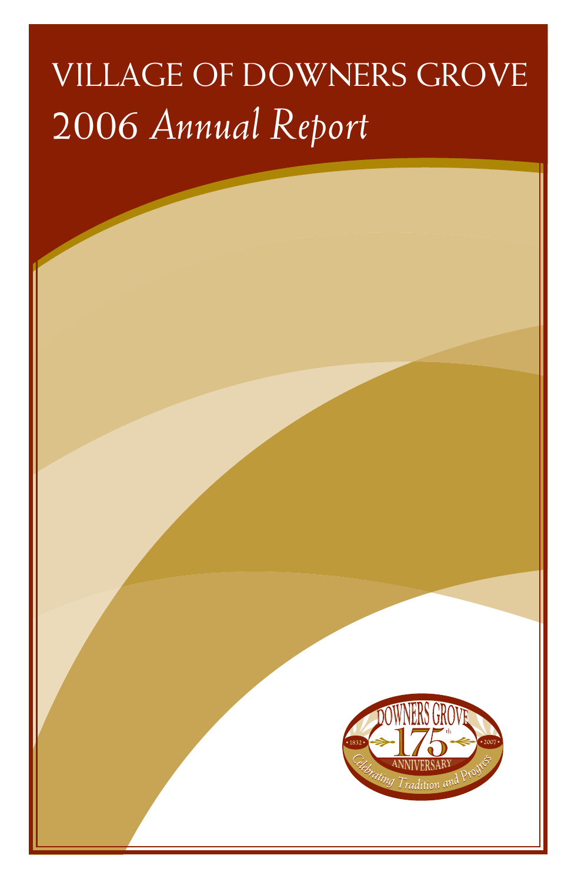# VILLAGE OF DOWNERS GROVE

# 2006 *Annual Report*

DOWNERS GROVE

• 1832 • 175th • 2007 •

ANNIVERSARY

*Celebrating Tradition and Progress*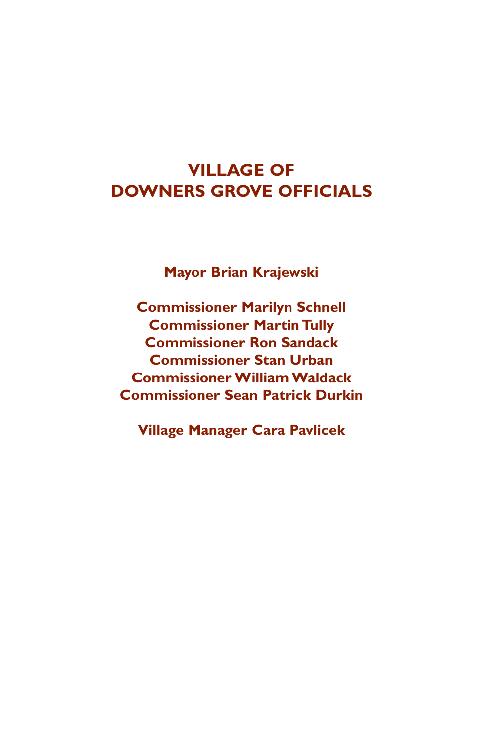# VILLAGE OF
# DOWNERS GROVE OFFICIALS

**Mayor Brian Krajewski**

**Commissioner Marilyn Schnell**
**Commissioner Martin Tully**
**Commissioner Ron Sandack**
**Commissioner Stan Urban**
**Commissioner William Waldack**
**Commissioner Sean Patrick Durkin**

**Village Manager Cara Pavlicek**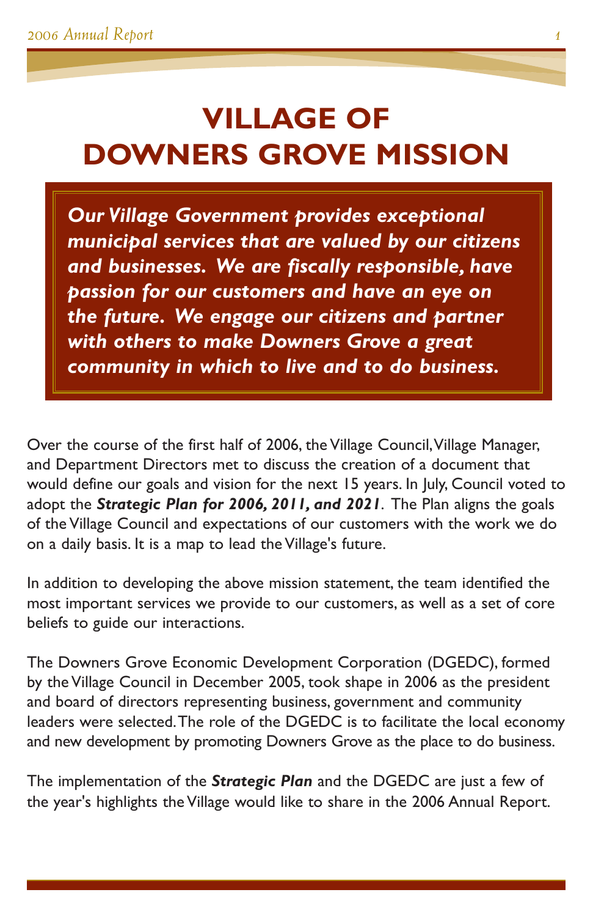# VILLAGE OF DOWNERS GROVE MISSION

***Our Village Government provides exceptional municipal services that are valued by our citizens and businesses. We are fiscally responsible, have passion for our customers and have an eye on the future. We engage our citizens and partner with others to make Downers Grove a great community in which to live and to do business.***

Over the course of the first half of 2006, the Village Council, Village Manager, and Department Directors met to discuss the creation of a document that would define our goals and vision for the next 15 years. In July, Council voted to adopt the ***Strategic Plan for 2006, 2011, and 2021***. The Plan aligns the goals of the Village Council and expectations of our customers with the work we do on a daily basis. It is a map to lead the Village's future.

In addition to developing the above mission statement, the team identified the most important services we provide to our customers, as well as a set of core beliefs to guide our interactions.

The Downers Grove Economic Development Corporation (DGEDC), formed by the Village Council in December 2005, took shape in 2006 as the president and board of directors representing business, government and community leaders were selected. The role of the DGEDC is to facilitate the local economy and new development by promoting Downers Grove as the place to do business.

The implementation of the ***Strategic Plan*** and the DGEDC are just a few of the year's highlights the Village would like to share in the 2006 Annual Report.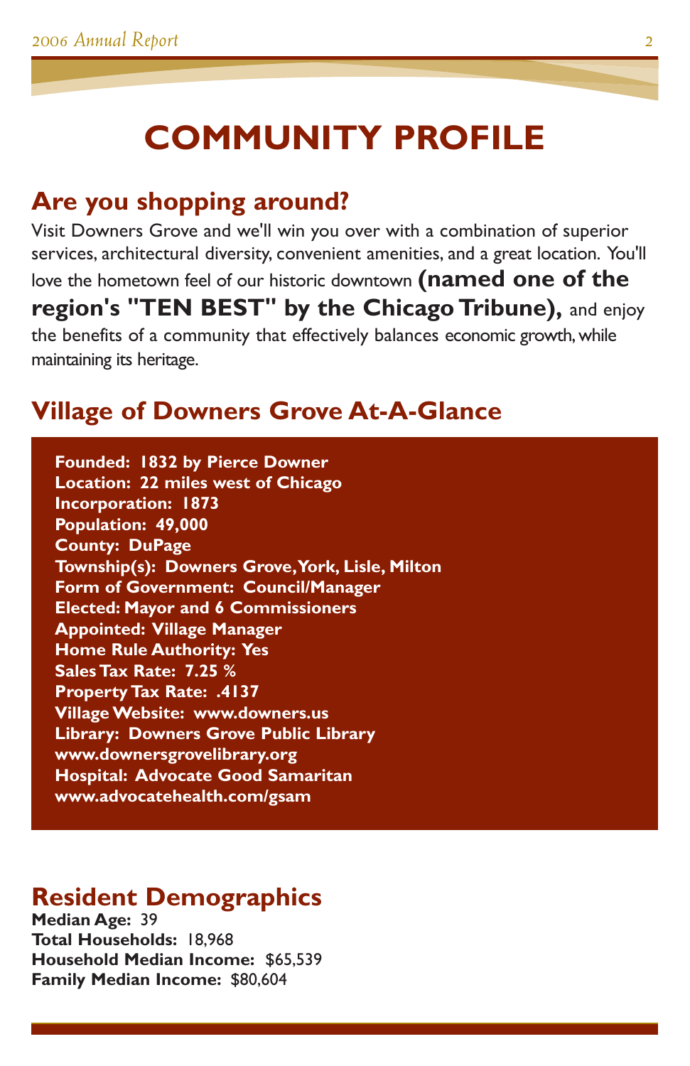# COMMUNITY PROFILE

## Are you shopping around?

Visit Downers Grove and we'll win you over with a combination of superior services, architectural diversity, convenient amenities, and a great location. You'll love the hometown feel of our historic downtown **(named one of the region's "TEN BEST" by the Chicago Tribune),** and enjoy the benefits of a community that effectively balances economic growth, while maintaining its heritage.

## Village of Downers Grove At-A-Glance

**Founded: 1832 by Pierce Downer**
**Location: 22 miles west of Chicago**
**Incorporation: 1873**
**Population: 49,000**
**County: DuPage**
**Township(s): Downers Grove, York, Lisle, Milton**
**Form of Government: Council/Manager**
**Elected: Mayor and 6 Commissioners**
**Appointed: Village Manager**
**Home Rule Authority: Yes**
**Sales Tax Rate: 7.25 %**
**Property Tax Rate: .4137**
**Village Website: www.downers.us**
**Library: Downers Grove Public Library**
**www.downersgrovelibrary.org**
**Hospital: Advocate Good Samaritan**
**www.advocatehealth.com/gsam**

## Resident Demographics

**Median Age:** 39
**Total Households:** 18,968
**Household Median Income:** $65,539
**Family Median Income:** $80,604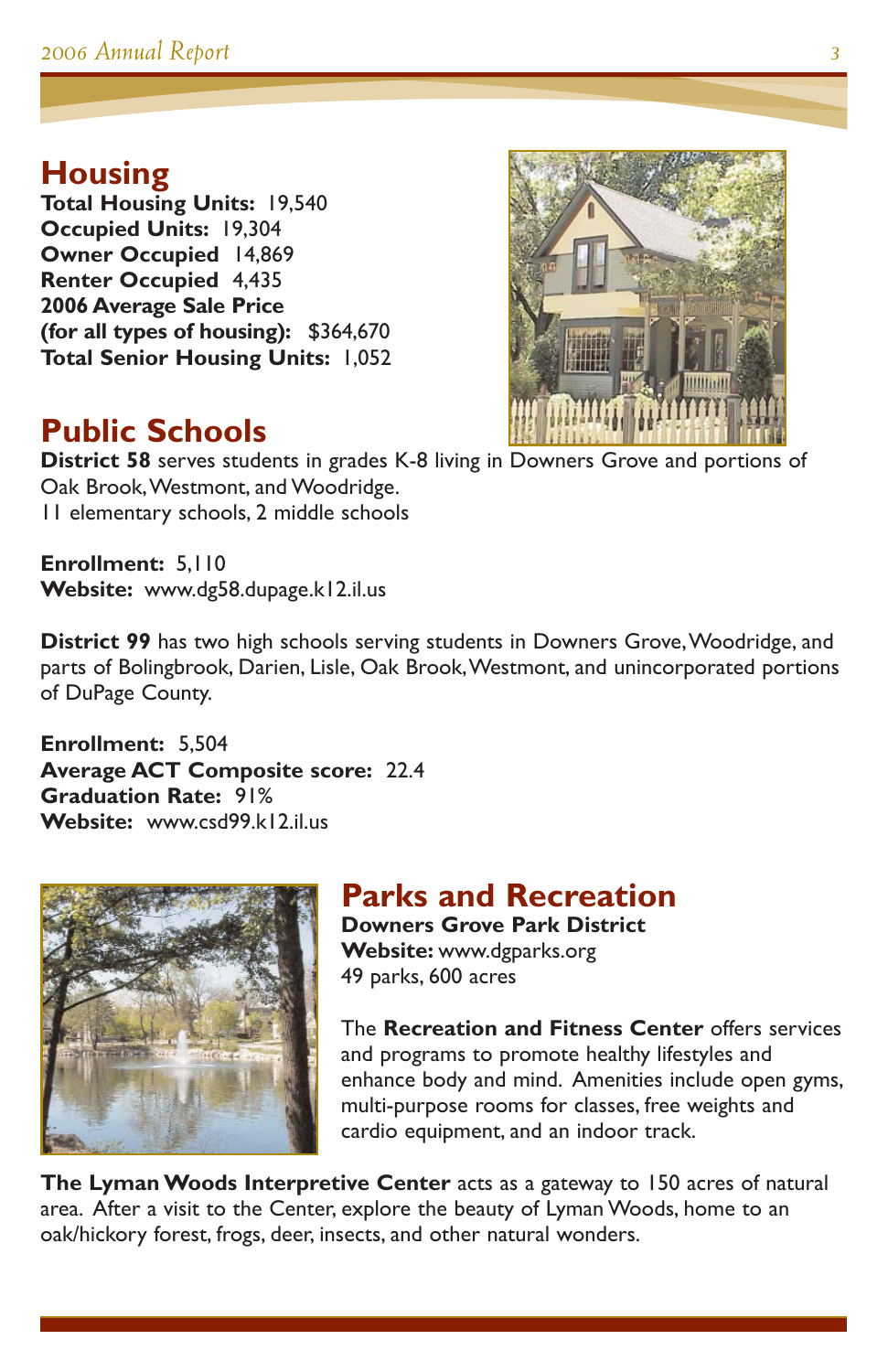## Housing

**Total Housing Units:** 19,540
**Occupied Units:** 19,304
**Owner Occupied** 14,869
**Renter Occupied** 4,435
**2006 Average Sale Price (for all types of housing):** $364,670
**Total Senior Housing Units:** 1,052

## Public Schools

**District 58** serves students in grades K-8 living in Downers Grove and portions of Oak Brook, Westmont, and Woodridge.
11 elementary schools, 2 middle schools

**Enrollment:** 5,110
**Website:** www.dg58.dupage.k12.il.us

**District 99** has two high schools serving students in Downers Grove, Woodridge, and parts of Bolingbrook, Darien, Lisle, Oak Brook, Westmont, and unincorporated portions of DuPage County.

**Enrollment:** 5,504
**Average ACT Composite score:** 22.4
**Graduation Rate:** 91%
**Website:** www.csd99.k12.il.us

## Parks and Recreation

**Downers Grove Park District**
**Website:** www.dgparks.org
49 parks, 600 acres

The **Recreation and Fitness Center** offers services and programs to promote healthy lifestyles and enhance body and mind. Amenities include open gyms, multi-purpose rooms for classes, free weights and cardio equipment, and an indoor track.

**The Lyman Woods Interpretive Center** acts as a gateway to 150 acres of natural area. After a visit to the Center, explore the beauty of Lyman Woods, home to an oak/hickory forest, frogs, deer, insects, and other natural wonders.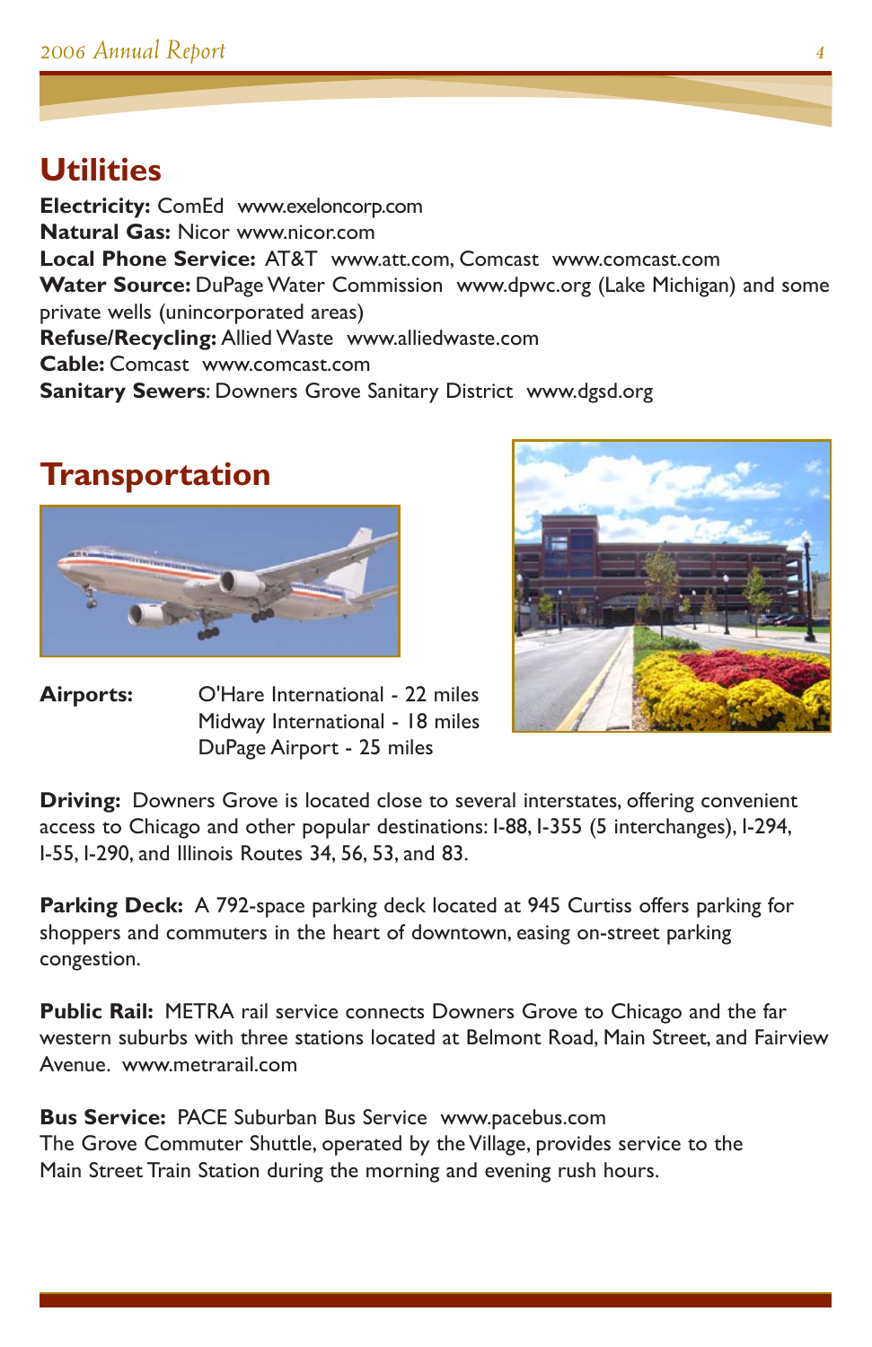## Utilities

**Electricity:** ComEd www.exeloncorp.com
**Natural Gas:** Nicor www.nicor.com
**Local Phone Service:** AT&T www.att.com, Comcast www.comcast.com
**Water Source:** DuPage Water Commission www.dpwc.org (Lake Michigan) and some private wells (unincorporated areas)
**Refuse/Recycling:** Allied Waste www.alliedwaste.com
**Cable:** Comcast www.comcast.com
**Sanitary Sewers**: Downers Grove Sanitary District www.dgsd.org

## Transportation

**Airports:**
O'Hare International - 22 miles
Midway International - 18 miles
DuPage Airport - 25 miles

**Driving:** Downers Grove is located close to several interstates, offering convenient access to Chicago and other popular destinations: I-88, I-355 (5 interchanges), I-294, I-55, I-290, and Illinois Routes 34, 56, 53, and 83.

**Parking Deck:** A 792-space parking deck located at 945 Curtiss offers parking for shoppers and commuters in the heart of downtown, easing on-street parking congestion.

**Public Rail:** METRA rail service connects Downers Grove to Chicago and the far western suburbs with three stations located at Belmont Road, Main Street, and Fairview Avenue. www.metrarail.com

**Bus Service:** PACE Suburban Bus Service www.pacebus.com
The Grove Commuter Shuttle, operated by the Village, provides service to the Main Street Train Station during the morning and evening rush hours.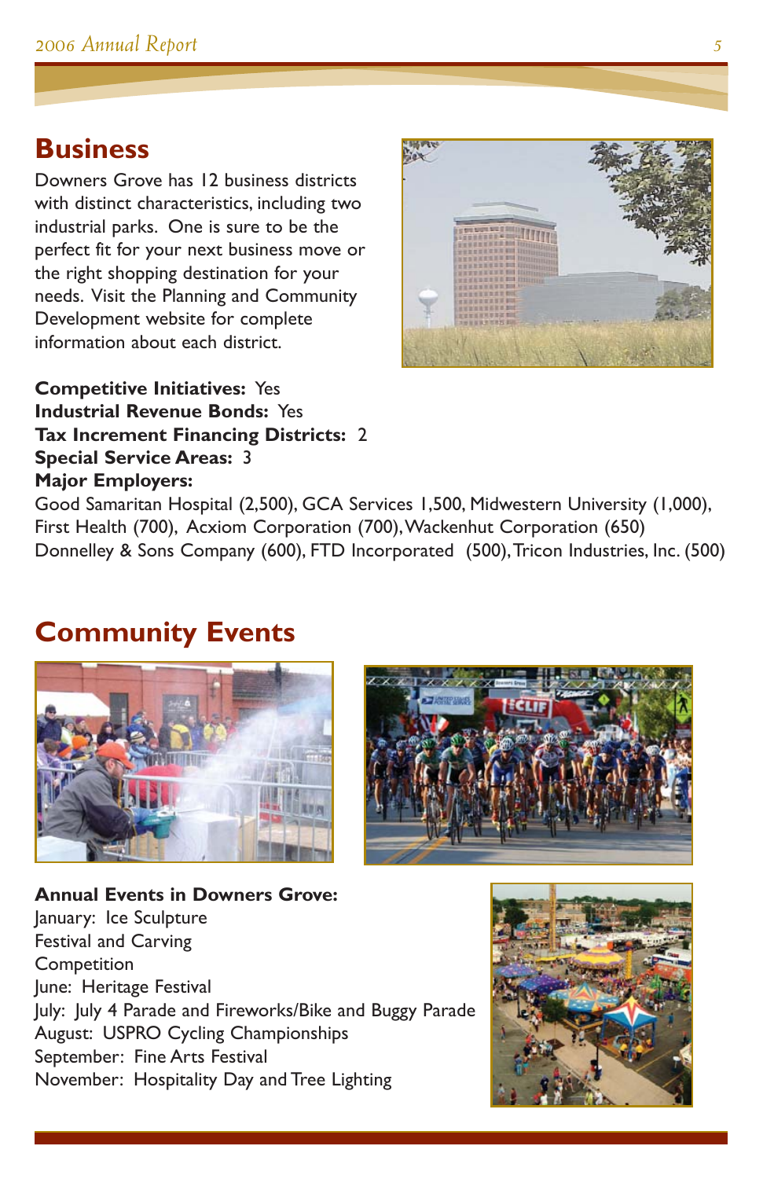## Business

Downers Grove has 12 business districts with distinct characteristics, including two industrial parks. One is sure to be the perfect fit for your next business move or the right shopping destination for your needs. Visit the Planning and Community Development website for complete information about each district.

**Competitive Initiatives:** Yes
**Industrial Revenue Bonds:** Yes
**Tax Increment Financing Districts:** 2
**Special Service Areas:** 3
**Major Employers:**
Good Samaritan Hospital (2,500), GCA Services 1,500, Midwestern University (1,000), First Health (700), Acxiom Corporation (700), Wackenhut Corporation (650) Donnelley & Sons Company (600), FTD Incorporated (500), Tricon Industries, Inc. (500)

## Community Events

**Annual Events in Downers Grove:**
January: Ice Sculpture Festival and Carving Competition
June: Heritage Festival
July: July 4 Parade and Fireworks/Bike and Buggy Parade
August: USPRO Cycling Championships
September: Fine Arts Festival
November: Hospitality Day and Tree Lighting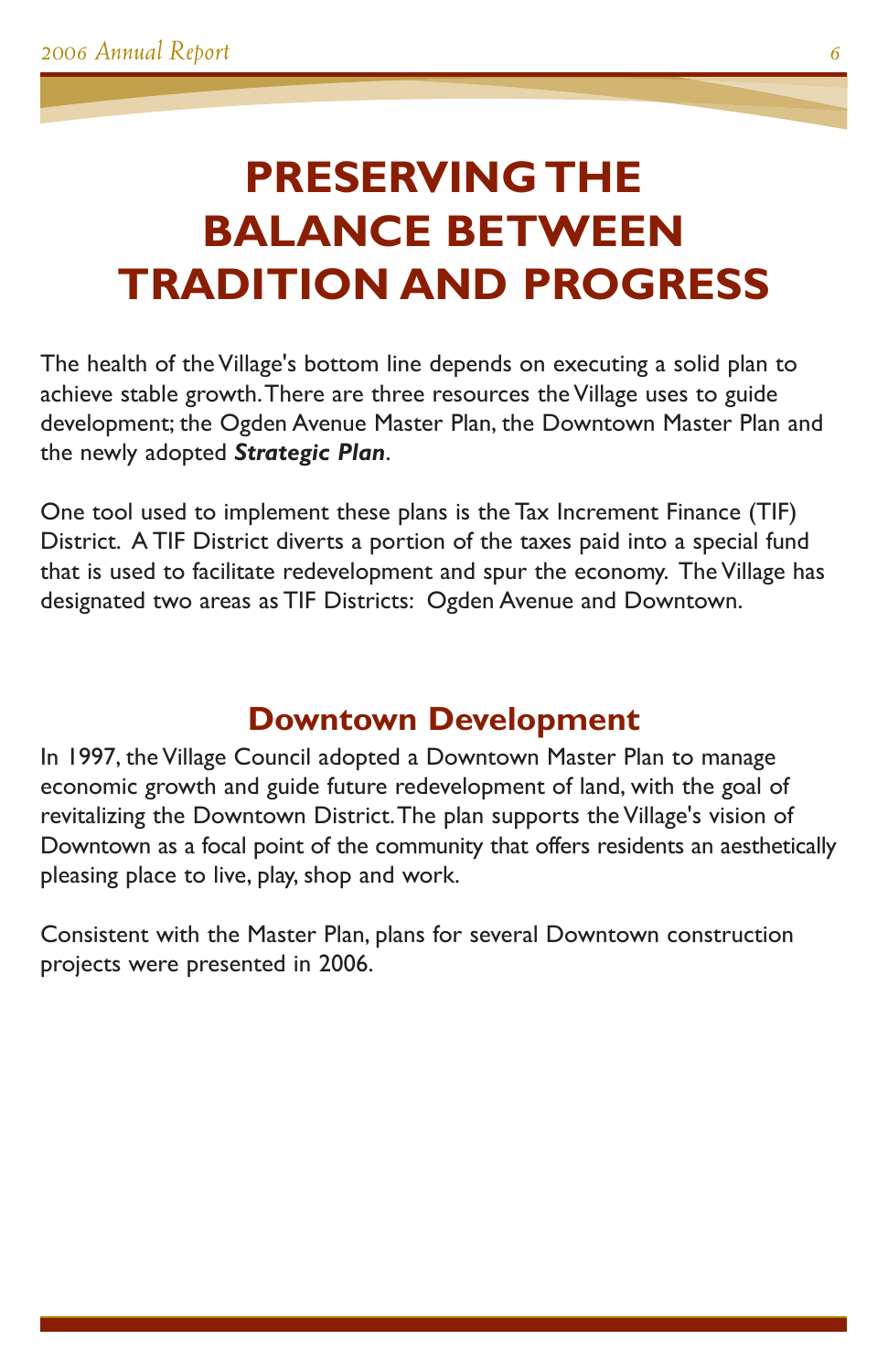# PRESERVING THE BALANCE BETWEEN TRADITION AND PROGRESS

The health of the Village's bottom line depends on executing a solid plan to achieve stable growth. There are three resources the Village uses to guide development; the Ogden Avenue Master Plan, the Downtown Master Plan and the newly adopted ***Strategic Plan***.

One tool used to implement these plans is the Tax Increment Finance (TIF) District. A TIF District diverts a portion of the taxes paid into a special fund that is used to facilitate redevelopment and spur the economy. The Village has designated two areas as TIF Districts: Ogden Avenue and Downtown.

## Downtown Development

In 1997, the Village Council adopted a Downtown Master Plan to manage economic growth and guide future redevelopment of land, with the goal of revitalizing the Downtown District. The plan supports the Village's vision of Downtown as a focal point of the community that offers residents an aesthetically pleasing place to live, play, shop and work.

Consistent with the Master Plan, plans for several Downtown construction projects were presented in 2006.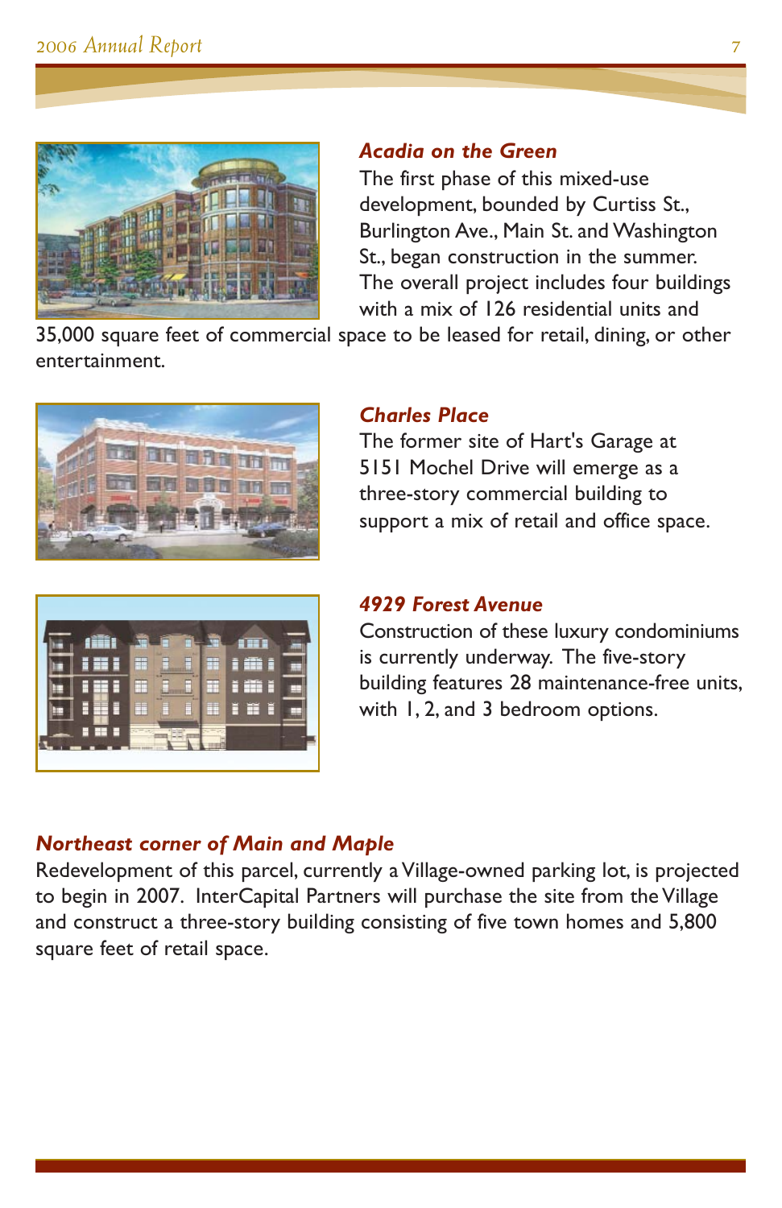### *Acadia on the Green*

The first phase of this mixed-use development, bounded by Curtiss St., Burlington Ave., Main St. and Washington St., began construction in the summer. The overall project includes four buildings with a mix of 126 residential units and 35,000 square feet of commercial space to be leased for retail, dining, or other entertainment.

### *Charles Place*

The former site of Hart's Garage at 5151 Mochel Drive will emerge as a three-story commercial building to support a mix of retail and office space.

### *4929 Forest Avenue*

Construction of these luxury condominiums is currently underway. The five-story building features 28 maintenance-free units, with 1, 2, and 3 bedroom options.

### *Northeast corner of Main and Maple*

Redevelopment of this parcel, currently a Village-owned parking lot, is projected to begin in 2007. InterCapital Partners will purchase the site from the Village and construct a three-story building consisting of five town homes and 5,800 square feet of retail space.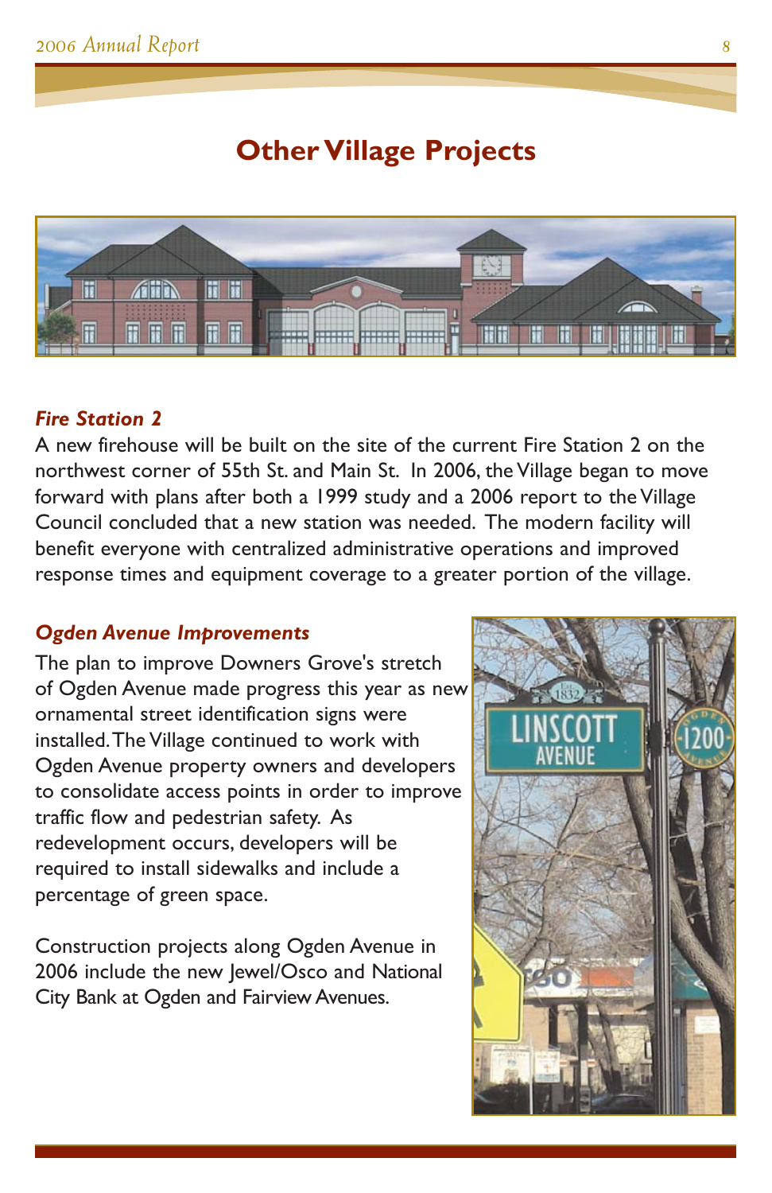# Other Village Projects

### *Fire Station 2*

A new firehouse will be built on the site of the current Fire Station 2 on the northwest corner of 55th St. and Main St. In 2006, the Village began to move forward with plans after both a 1999 study and a 2006 report to the Village Council concluded that a new station was needed. The modern facility will benefit everyone with centralized administrative operations and improved response times and equipment coverage to a greater portion of the village.

### *Ogden Avenue Improvements*

The plan to improve Downers Grove's stretch of Ogden Avenue made progress this year as new ornamental street identification signs were installed. The Village continued to work with Ogden Avenue property owners and developers to consolidate access points in order to improve traffic flow and pedestrian safety. As redevelopment occurs, developers will be required to install sidewalks and include a percentage of green space.

Construction projects along Ogden Avenue in 2006 include the new Jewel/Osco and National City Bank at Ogden and Fairview Avenues.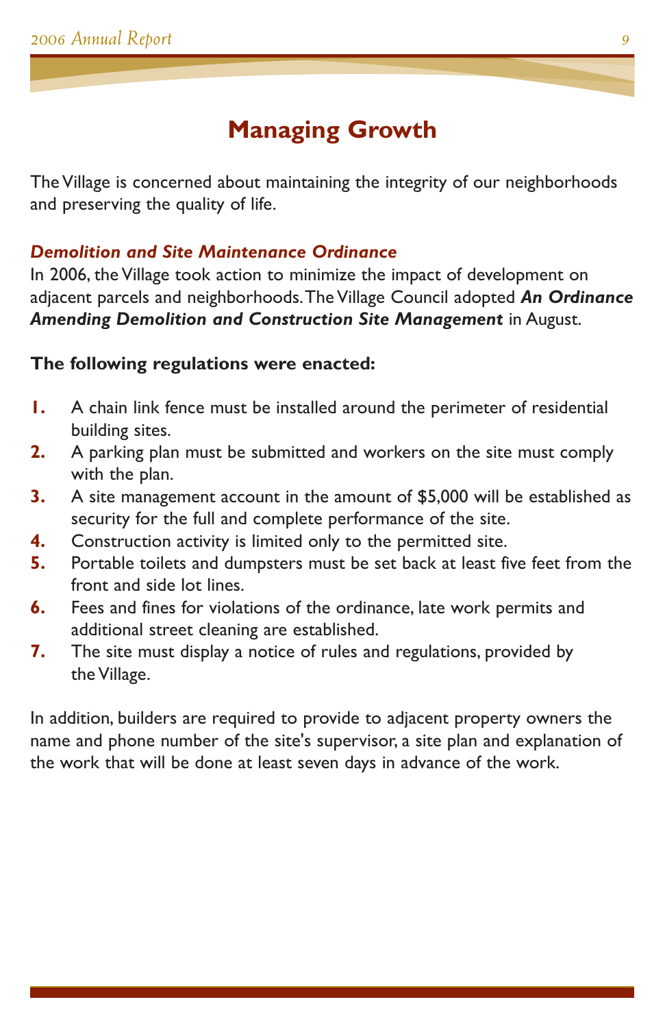# Managing Growth

The Village is concerned about maintaining the integrity of our neighborhoods and preserving the quality of life.

### *Demolition and Site Maintenance Ordinance*

In 2006, the Village took action to minimize the impact of development on adjacent parcels and neighborhoods. The Village Council adopted ***An Ordinance Amending Demolition and Construction Site Management*** in August.

**The following regulations were enacted:**

1. A chain link fence must be installed around the perimeter of residential building sites.
2. A parking plan must be submitted and workers on the site must comply with the plan.
3. A site management account in the amount of $5,000 will be established as security for the full and complete performance of the site.
4. Construction activity is limited only to the permitted site.
5. Portable toilets and dumpsters must be set back at least five feet from the front and side lot lines.
6. Fees and fines for violations of the ordinance, late work permits and additional street cleaning are established.
7. The site must display a notice of rules and regulations, provided by the Village.

In addition, builders are required to provide to adjacent property owners the name and phone number of the site's supervisor, a site plan and explanation of the work that will be done at least seven days in advance of the work.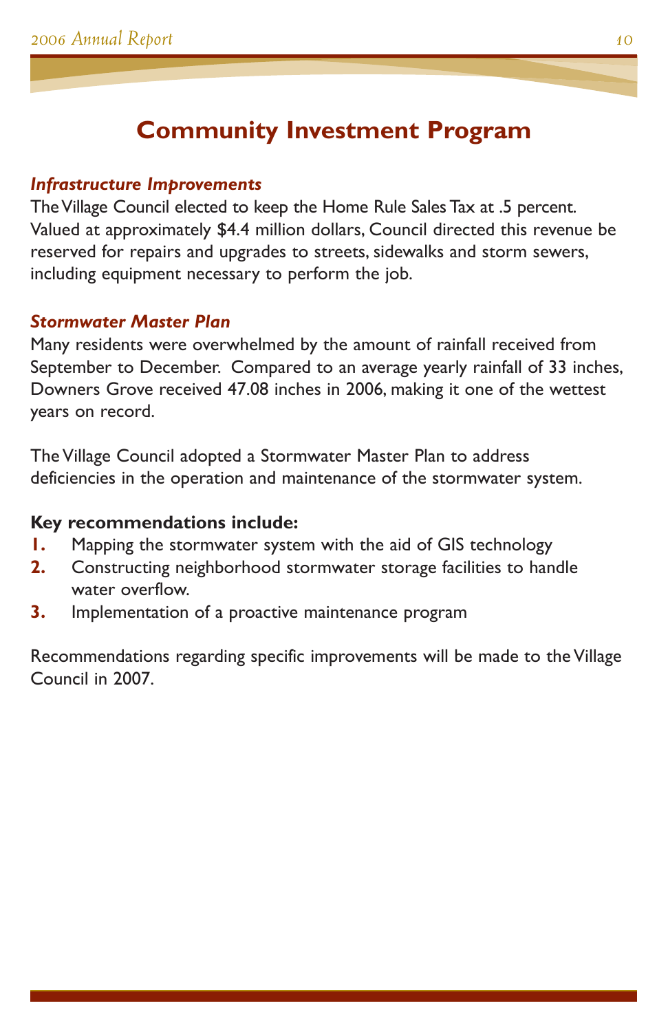# Community Investment Program

***Infrastructure Improvements***

The Village Council elected to keep the Home Rule Sales Tax at .5 percent. Valued at approximately $4.4 million dollars, Council directed this revenue be reserved for repairs and upgrades to streets, sidewalks and storm sewers, including equipment necessary to perform the job.

***Stormwater Master Plan***

Many residents were overwhelmed by the amount of rainfall received from September to December. Compared to an average yearly rainfall of 33 inches, Downers Grove received 47.08 inches in 2006, making it one of the wettest years on record.

The Village Council adopted a Stormwater Master Plan to address deficiencies in the operation and maintenance of the stormwater system.

**Key recommendations include:**

1. Mapping the stormwater system with the aid of GIS technology
2. Constructing neighborhood stormwater storage facilities to handle water overflow.
3. Implementation of a proactive maintenance program

Recommendations regarding specific improvements will be made to the Village Council in 2007.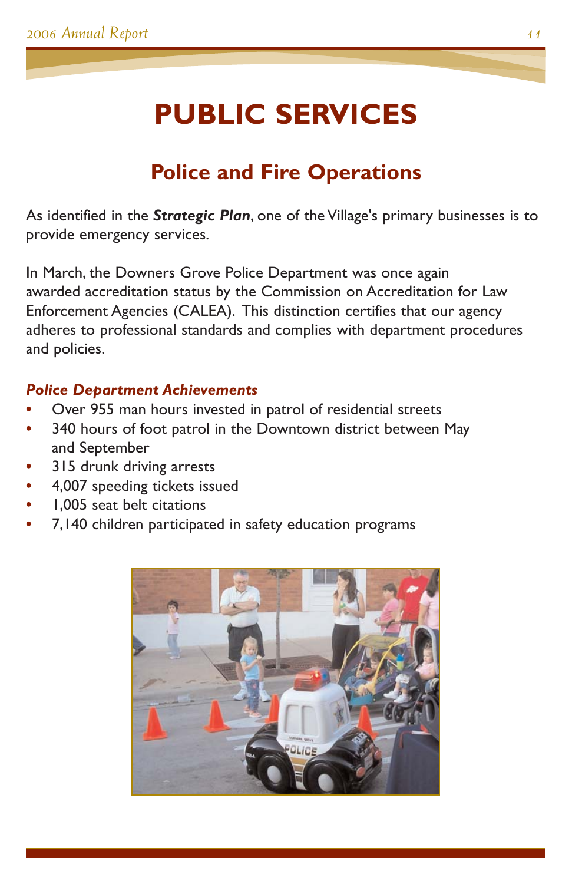# PUBLIC SERVICES

## Police and Fire Operations

As identified in the ***Strategic Plan***, one of the Village's primary businesses is to provide emergency services.

In March, the Downers Grove Police Department was once again awarded accreditation status by the Commission on Accreditation for Law Enforcement Agencies (CALEA). This distinction certifies that our agency adheres to professional standards and complies with department procedures and policies.

***Police Department Achievements***

- Over 955 man hours invested in patrol of residential streets
- 340 hours of foot patrol in the Downtown district between May and September
- 315 drunk driving arrests
- 4,007 speeding tickets issued
- 1,005 seat belt citations
- 7,140 children participated in safety education programs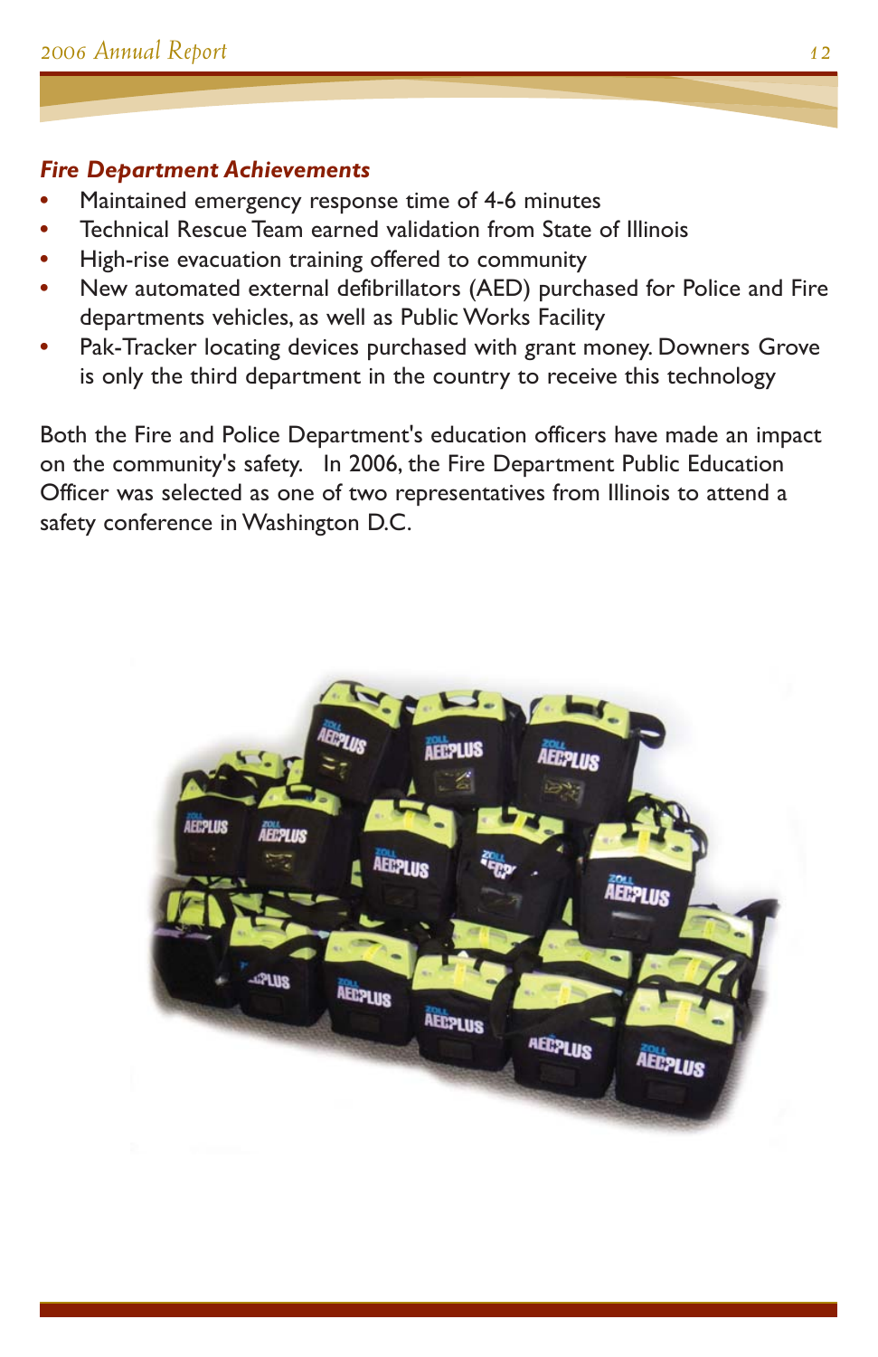***Fire Department Achievements***

- Maintained emergency response time of 4-6 minutes
- Technical Rescue Team earned validation from State of Illinois
- High-rise evacuation training offered to community
- New automated external defibrillators (AED) purchased for Police and Fire departments vehicles, as well as Public Works Facility
- Pak-Tracker locating devices purchased with grant money. Downers Grove is only the third department in the country to receive this technology

Both the Fire and Police Department's education officers have made an impact on the community's safety. In 2006, the Fire Department Public Education Officer was selected as one of two representatives from Illinois to attend a safety conference in Washington D.C.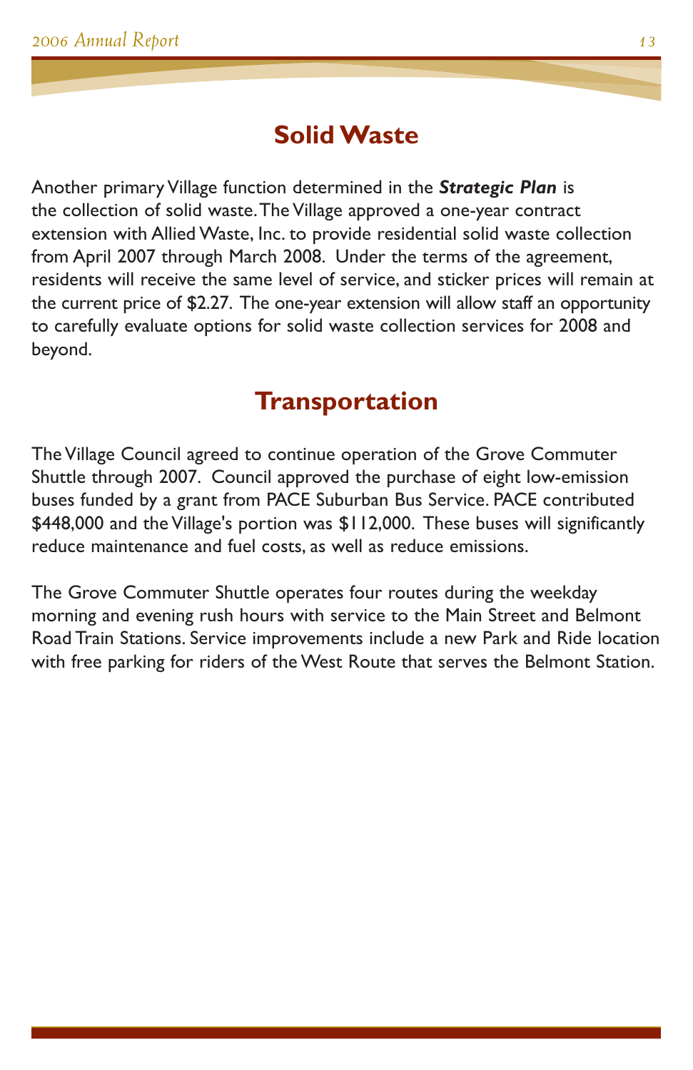## Solid Waste

Another primary Village function determined in the ***Strategic Plan*** is the collection of solid waste. The Village approved a one-year contract extension with Allied Waste, Inc. to provide residential solid waste collection from April 2007 through March 2008. Under the terms of the agreement, residents will receive the same level of service, and sticker prices will remain at the current price of $2.27. The one-year extension will allow staff an opportunity to carefully evaluate options for solid waste collection services for 2008 and beyond.

## Transportation

The Village Council agreed to continue operation of the Grove Commuter Shuttle through 2007. Council approved the purchase of eight low-emission buses funded by a grant from PACE Suburban Bus Service. PACE contributed $448,000 and the Village's portion was $112,000. These buses will significantly reduce maintenance and fuel costs, as well as reduce emissions.

The Grove Commuter Shuttle operates four routes during the weekday morning and evening rush hours with service to the Main Street and Belmont Road Train Stations. Service improvements include a new Park and Ride location with free parking for riders of the West Route that serves the Belmont Station.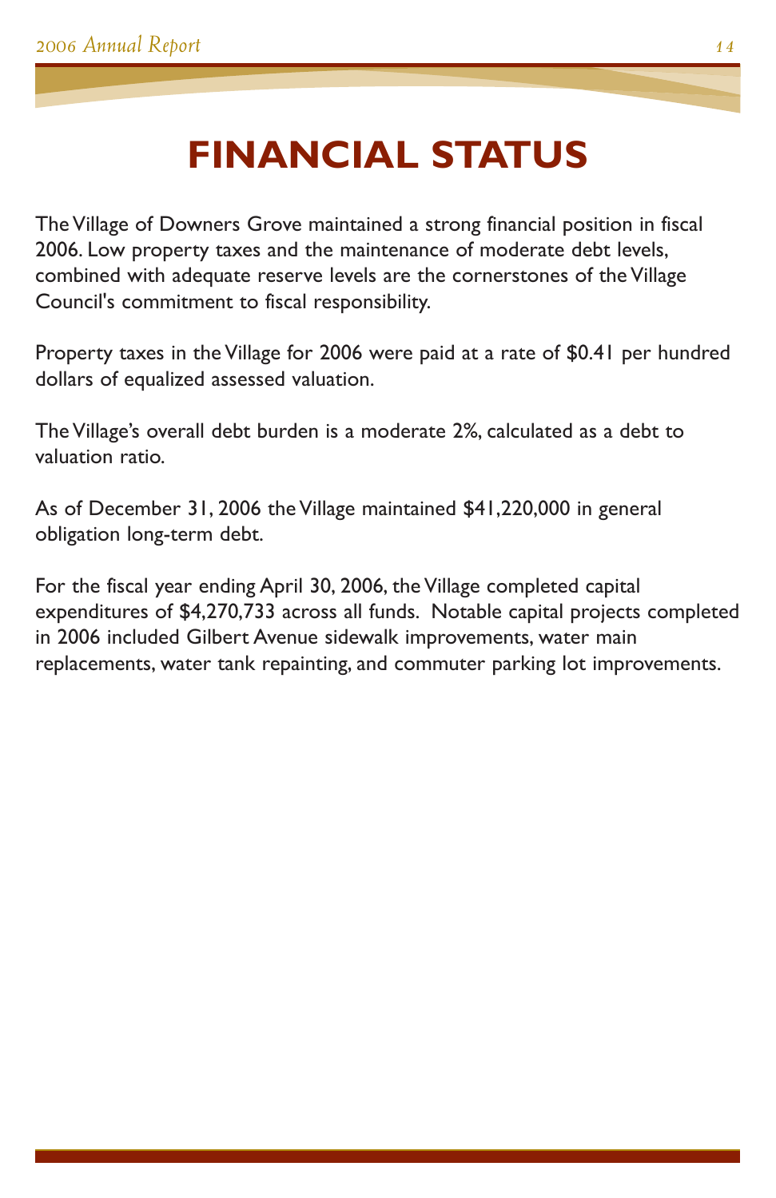# FINANCIAL STATUS

The Village of Downers Grove maintained a strong financial position in fiscal 2006. Low property taxes and the maintenance of moderate debt levels, combined with adequate reserve levels are the cornerstones of the Village Council's commitment to fiscal responsibility.

Property taxes in the Village for 2006 were paid at a rate of $0.41 per hundred dollars of equalized assessed valuation.

The Village's overall debt burden is a moderate 2%, calculated as a debt to valuation ratio.

As of December 31, 2006 the Village maintained $41,220,000 in general obligation long-term debt.

For the fiscal year ending April 30, 2006, the Village completed capital expenditures of $4,270,733 across all funds. Notable capital projects completed in 2006 included Gilbert Avenue sidewalk improvements, water main replacements, water tank repainting, and commuter parking lot improvements.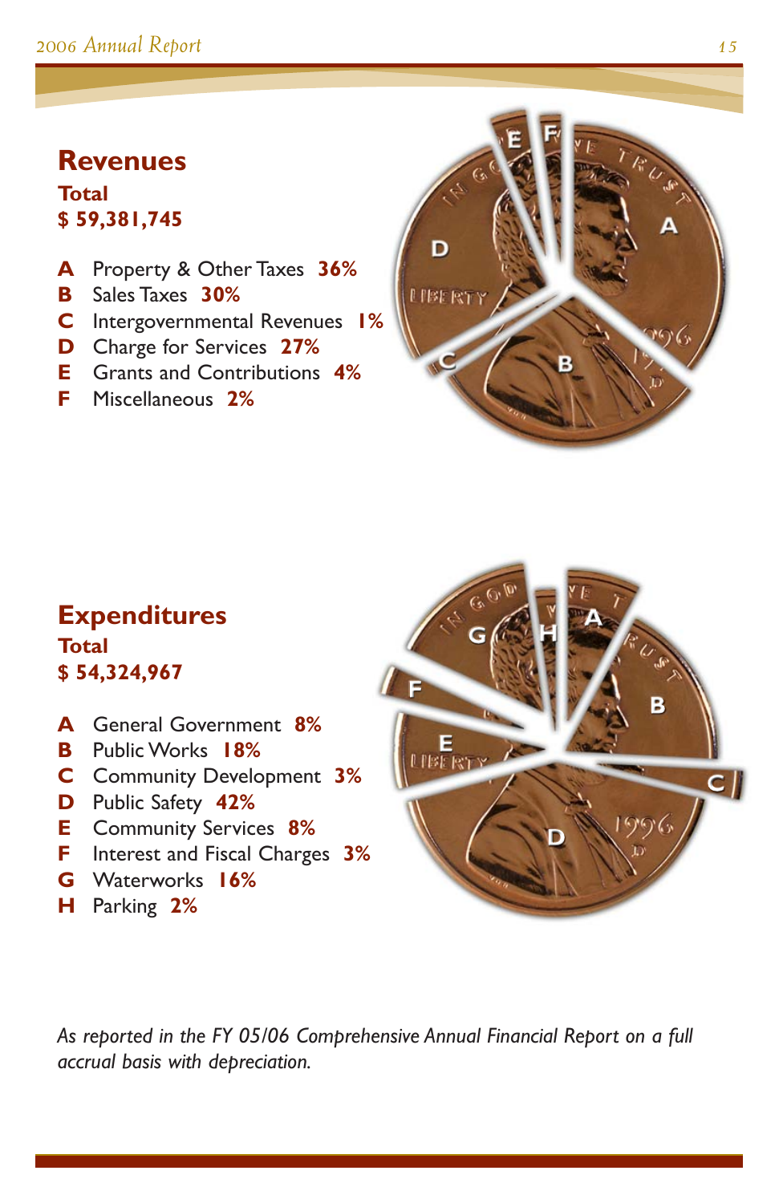## Revenues

**Total**
**$ 59,381,745**

- **A** Property & Other Taxes **36%**
- **B** Sales Taxes **30%**
- **C** Intergovernmental Revenues **1%**
- **D** Charge for Services **27%**
- **E** Grants and Contributions **4%**
- **F** Miscellaneous **2%**

## Expenditures

**Total**
**$ 54,324,967**

- **A** General Government **8%**
- **B** Public Works **18%**
- **C** Community Development **3%**
- **D** Public Safety **42%**
- **E** Community Services **8%**
- **F** Interest and Fiscal Charges **3%**
- **G** Waterworks **16%**
- **H** Parking **2%**

*As reported in the FY 05/06 Comprehensive Annual Financial Report on a full accrual basis with depreciation.*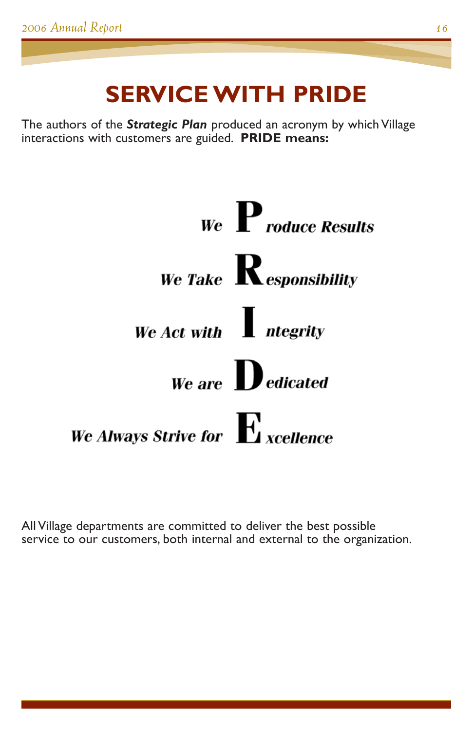# SERVICE WITH PRIDE

The authors of the ***Strategic Plan*** produced an acronym by which Village interactions with customers are guided. **PRIDE means:**

***We* P *roduce Results***

***We Take* R *esponsibility***

***We Act with* I *ntegrity***

***We are* D *edicated***

***We Always Strive for* E *xcellence***

All Village departments are committed to deliver the best possible service to our customers, both internal and external to the organization.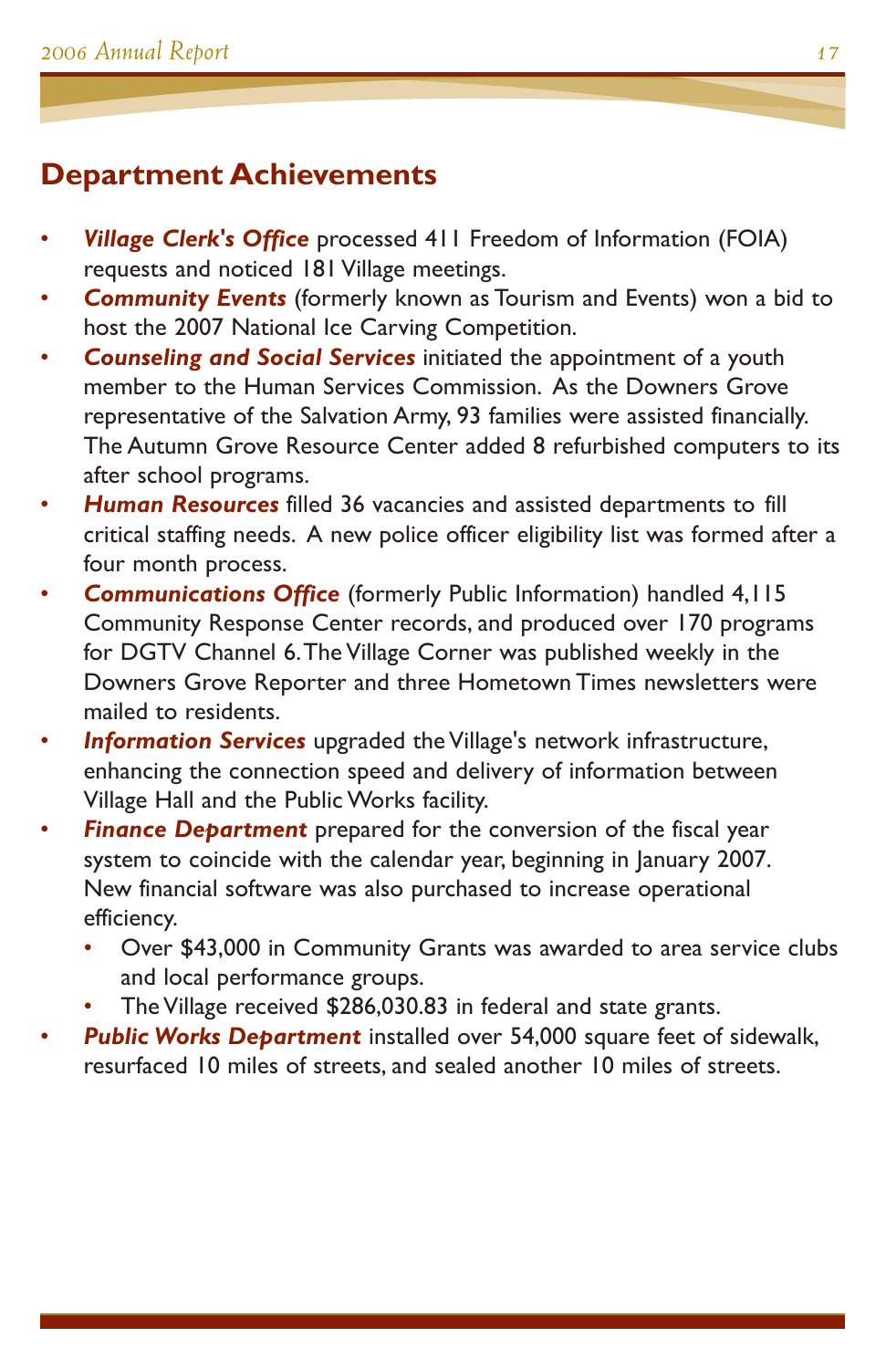## Department Achievements

- ***Village Clerk's Office*** processed 411 Freedom of Information (FOIA) requests and noticed 181 Village meetings.
- ***Community Events*** (formerly known as Tourism and Events) won a bid to host the 2007 National Ice Carving Competition.
- ***Counseling and Social Services*** initiated the appointment of a youth member to the Human Services Commission. As the Downers Grove representative of the Salvation Army, 93 families were assisted financially. The Autumn Grove Resource Center added 8 refurbished computers to its after school programs.
- ***Human Resources*** filled 36 vacancies and assisted departments to fill critical staffing needs. A new police officer eligibility list was formed after a four month process.
- ***Communications Office*** (formerly Public Information) handled 4,115 Community Response Center records, and produced over 170 programs for DGTV Channel 6. The Village Corner was published weekly in the Downers Grove Reporter and three Hometown Times newsletters were mailed to residents.
- ***Information Services*** upgraded the Village's network infrastructure, enhancing the connection speed and delivery of information between Village Hall and the Public Works facility.
- ***Finance Department*** prepared for the conversion of the fiscal year system to coincide with the calendar year, beginning in January 2007. New financial software was also purchased to increase operational efficiency.
  - Over $43,000 in Community Grants was awarded to area service clubs and local performance groups.
  - The Village received $286,030.83 in federal and state grants.
- ***Public Works Department*** installed over 54,000 square feet of sidewalk, resurfaced 10 miles of streets, and sealed another 10 miles of streets.